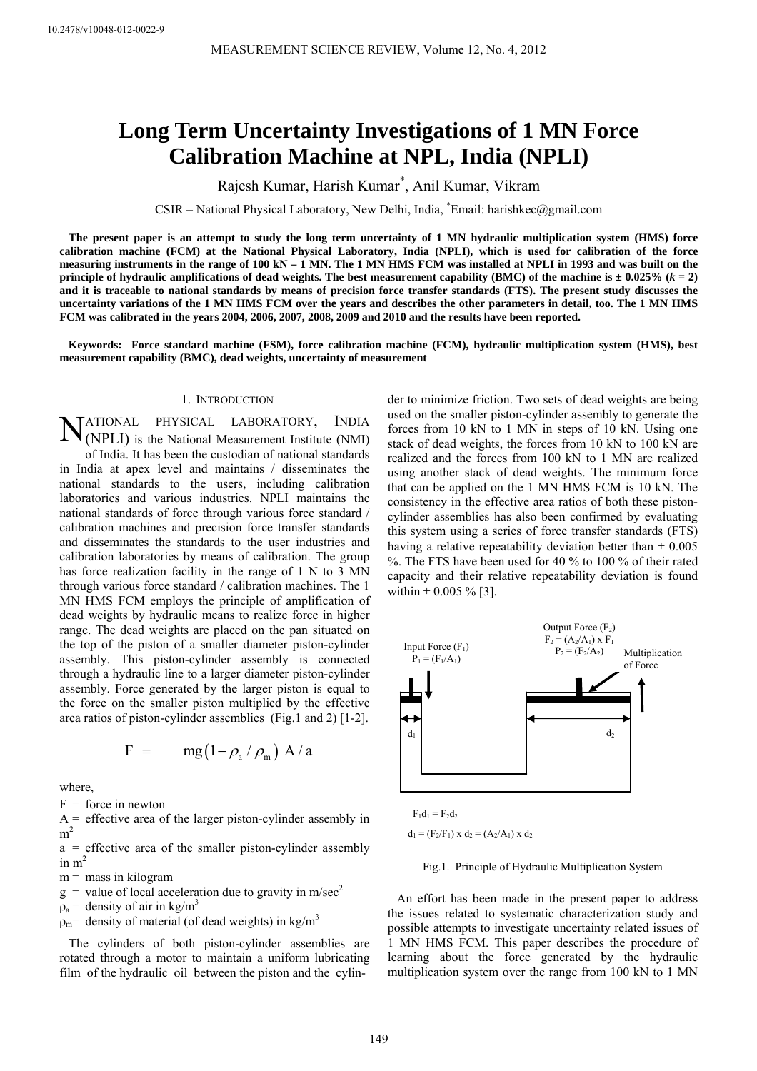10.2478/v10048-012-0022-9

# Long Term Uncertainty Investigations of 1 MN Force Calibration Machine at NPL, India (NPLI)

Rajesh Kumar, Harish Kumar*, Anil Kumar, Vikram

CSIR – National Physical Laboratory, New Delhi, India, *Email: harishkec@gmail.com

**The present paper is an attempt to study the long term uncertainty of 1 MN hydraulic multiplication system (HMS) force calibration machine (FCM) at the National Physical Laboratory, India (NPLI), which is used for calibration of the force measuring instruments in the range of 100 kN – 1 MN. The 1 MN HMS FCM was installed at NPLI in 1993 and was built on the principle of hydraulic amplifications of dead weights. The best measurement capability (BMC) of the machine is ± 0.025% (*k* = 2) and it is traceable to national standards by means of precision force transfer standards (FTS). The present study discusses the uncertainty variations of the 1 MN HMS FCM over the years and describes the other parameters in detail, too. The 1 MN HMS FCM was calibrated in the years 2004, 2006, 2007, 2008, 2009 and 2010 and the results have been reported.**

**Keywords: Force standard machine (FSM), force calibration machine (FCM), hydraulic multiplication system (HMS), best measurement capability (BMC), dead weights, uncertainty of measurement**

## 1. Introduction

National Physical Laboratory, India (NPLI) is the National Measurement Institute (NMI) of India. It has been the custodian of national standards in India at apex level and maintains / disseminates the national standards to the users, including calibration laboratories and various industries. NPLI maintains the national standards of force through various force standard / calibration machines and precision force transfer standards and disseminates the standards to the user industries and calibration laboratories by means of calibration. The group has force realization facility in the range of 1 N to 3 MN through various force standard / calibration machines. The 1 MN HMS FCM employs the principle of amplification of dead weights by hydraulic means to realize force in higher range. The dead weights are placed on the pan situated on the top of the piston of a smaller diameter piston-cylinder assembly. This piston-cylinder assembly is connected through a hydraulic line to a larger diameter piston-cylinder assembly. Force generated by the larger piston is equal to the force on the smaller piston multiplied by the effective area ratios of piston-cylinder assemblies (Fig.1 and 2) [1-2].

$$F = mg\left(1-\rho_a/\rho_m\right) A/a$$

where,

$F$ = force in newton

$A$ = effective area of the larger piston-cylinder assembly in $m^2$

$a$ = effective area of the smaller piston-cylinder assembly in $m^2$

$m$ = mass in kilogram

$g$ = value of local acceleration due to gravity in $m/sec^2$

$\rho_a$ = density of air in $kg/m^3$

$\rho_m$ = density of material (of dead weights) in $kg/m^3$

The cylinders of both piston-cylinder assemblies are rotated through a motor to maintain a uniform lubricating film of the hydraulic oil between the piston and the cylinder to minimize friction. Two sets of dead weights are being used on the smaller piston-cylinder assembly to generate the forces from 10 kN to 1 MN in steps of 10 kN. Using one stack of dead weights, the forces from 10 kN to 100 kN are realized and the forces from 100 kN to 1 MN are realized using another stack of dead weights. The minimum force that can be applied on the 1 MN HMS FCM is 10 kN. The consistency in the effective area ratios of both these piston-cylinder assemblies has also been confirmed by evaluating this system using a series of force transfer standards (FTS) having a relative repeatability deviation better than ± 0.005 %. The FTS have been used for 40 % to 100 % of their rated capacity and their relative repeatability deviation is found within ± 0.005 % [3].

Input Force ($F_1$)
$P_1 = (F_1/A_1)$

Output Force ($F_2$)
$F_2 = (A_2/A_1) \times F_1$
$P_2 = (F_2/A_2)$

Multiplication of Force

$d_1$ $d_2$

$F_1 d_1 = F_2 d_2$

$d_1 = (F_2/F_1) \times d_2 = (A_2/A_1) \times d_2$

Fig.1. Principle of Hydraulic Multiplication System

An effort has been made in the present paper to address the issues related to systematic characterization study and possible attempts to investigate uncertainty related issues of 1 MN HMS FCM. This paper describes the procedure of learning about the force generated by the hydraulic multiplication system over the range from 100 kN to 1 MN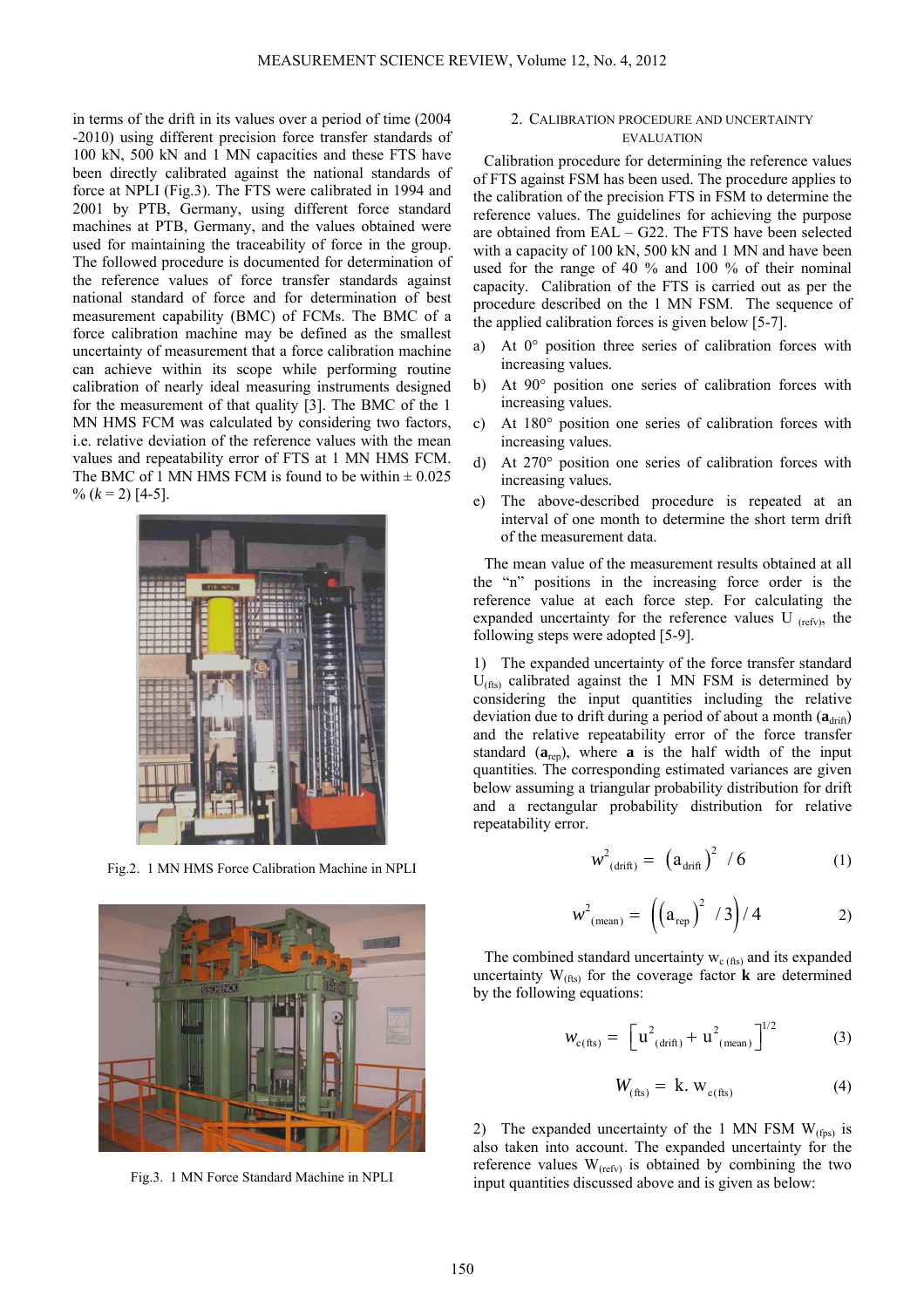in terms of the drift in its values over a period of time (2004 -2010) using different precision force transfer standards of 100 kN, 500 kN and 1 MN capacities and these FTS have been directly calibrated against the national standards of force at NPLI (Fig.3). The FTS were calibrated in 1994 and 2001 by PTB, Germany, using different force standard machines at PTB, Germany, and the values obtained were used for maintaining the traceability of force in the group. The followed procedure is documented for determination of the reference values of force transfer standards against national standard of force and for determination of best measurement capability (BMC) of FCMs. The BMC of a force calibration machine may be defined as the smallest uncertainty of measurement that a force calibration machine can achieve within its scope while performing routine calibration of nearly ideal measuring instruments designed for the measurement of that quality [3]. The BMC of the 1 MN HMS FCM was calculated by considering two factors, i.e. relative deviation of the reference values with the mean values and repeatability error of FTS at 1 MN HMS FCM. The BMC of 1 MN HMS FCM is found to be within ± 0.025 % ($k = 2$) [4-5].

Fig.2. 1 MN HMS Force Calibration Machine in NPLI

Fig.3. 1 MN Force Standard Machine in NPLI

## 2. Calibration Procedure and Uncertainty Evaluation

Calibration procedure for determining the reference values of FTS against FSM has been used. The procedure applies to the calibration of the precision FTS in FSM to determine the reference values. The guidelines for achieving the purpose are obtained from EAL – G22. The FTS have been selected with a capacity of 100 kN, 500 kN and 1 MN and have been used for the range of 40 % and 100 % of their nominal capacity. Calibration of the FTS is carried out as per the procedure described on the 1 MN FSM. The sequence of the applied calibration forces is given below [5-7].

a) At 0° position three series of calibration forces with increasing values.
b) At 90° position one series of calibration forces with increasing values.
c) At 180° position one series of calibration forces with increasing values.
d) At 270° position one series of calibration forces with increasing values.
e) The above-described procedure is repeated at an interval of one month to determine the short term drift of the measurement data.

The mean value of the measurement results obtained at all the "n" positions in the increasing force order is the reference value at each force step. For calculating the expanded uncertainty for the reference values $U_{(refv)}$, the following steps were adopted [5-9].

1) The expanded uncertainty of the force transfer standard $U_{(fts)}$ calibrated against the 1 MN FSM is determined by considering the input quantities including the relative deviation due to drift during a period of about a month ($\mathbf{a}_{drift}$) and the relative repeatability error of the force transfer standard ($\mathbf{a}_{rep}$), where **a** is the half width of the input quantities. The corresponding estimated variances are given below assuming a triangular probability distribution for drift and a rectangular probability distribution for relative repeatability error.

$$w^2_{(drift)} = \left(a_{drift}\right)^2 / 6 \tag{1}$$

$$w^2_{(mean)} = \left(\left(a_{rep}\right)^2 / 3\right) / 4 \tag{2}$$

The combined standard uncertainty $w_{c\,(fts)}$ and its expanded uncertainty $W_{(fts)}$ for the coverage factor **k** are determined by the following equations:

$$w_{c(fts)} = \left[u^2_{(drift)} + u^2_{(mean)}\right]^{1/2} \tag{3}$$

$$W_{(fts)} = k.\, w_{c(fts)} \tag{4}$$

2) The expanded uncertainty of the 1 MN FSM $W_{(fps)}$ is also taken into account. The expanded uncertainty for the reference values $W_{(refv)}$ is obtained by combining the two input quantities discussed above and is given as below: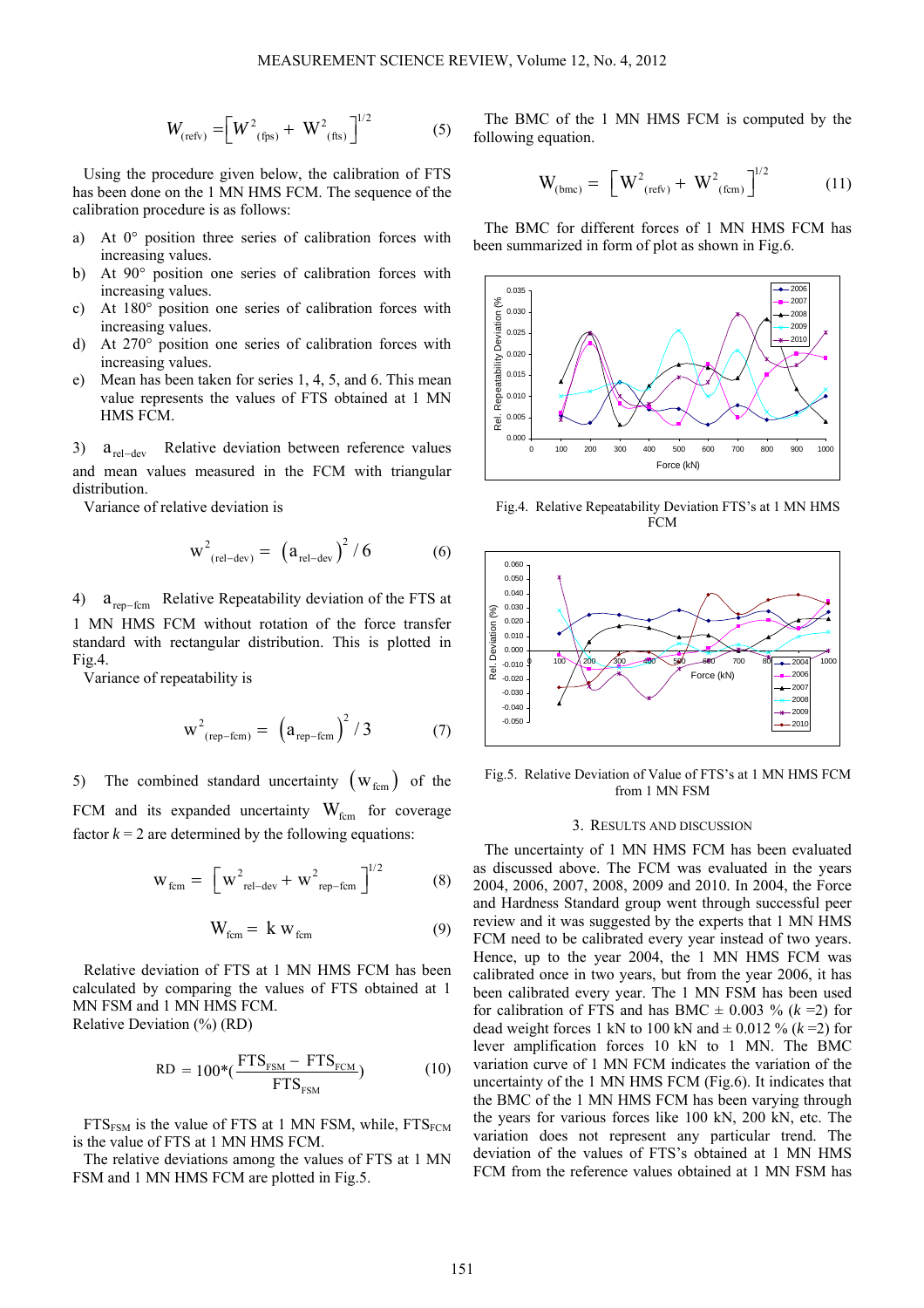$$W_{(\mathrm{refv})} = \left[W^2_{(\mathrm{fps})} + W^2_{(\mathrm{fts})}\right]^{1/2} \qquad (5)$$

Using the procedure given below, the calibration of FTS has been done on the 1 MN HMS FCM. The sequence of the calibration procedure is as follows:

a) At 0° position three series of calibration forces with increasing values.
b) At 90° position one series of calibration forces with increasing values.
c) At 180° position one series of calibration forces with increasing values.
d) At 270° position one series of calibration forces with increasing values.
e) Mean has been taken for series 1, 4, 5, and 6. This mean value represents the values of FTS obtained at 1 MN HMS FCM.

3) $a_{\mathrm{rel-dev}}$ Relative deviation between reference values and mean values measured in the FCM with triangular distribution.

Variance of relative deviation is

$$w^2_{(\mathrm{rel-dev})} = \left(a_{\mathrm{rel-dev}}\right)^2 / 6 \qquad (6)$$

4) $a_{\mathrm{rep-fcm}}$ Relative Repeatability deviation of the FTS at 1 MN HMS FCM without rotation of the force transfer standard with rectangular distribution. This is plotted in Fig.4.

Variance of repeatability is

$$w^2_{(\mathrm{rep-fcm})} = \left(a_{\mathrm{rep-fcm}}\right)^2 / 3 \qquad (7)$$

5) The combined standard uncertainty $(w_{\mathrm{fcm}})$ of the FCM and its expanded uncertainty $W_{\mathrm{fcm}}$ for coverage factor $k = 2$ are determined by the following equations:

$$w_{\mathrm{fcm}} = \left[w^2_{\mathrm{rel-dev}} + w^2_{\mathrm{rep-fcm}}\right]^{1/2} \qquad (8)$$

$$W_{\mathrm{fcm}} = k\, w_{\mathrm{fcm}} \qquad (9)$$

Relative deviation of FTS at 1 MN HMS FCM has been calculated by comparing the values of FTS obtained at 1 MN FSM and 1 MN HMS FCM.

Relative Deviation (%) (RD)

$$RD = 100 * \left(\frac{FTS_{FSM} - FTS_{FCM}}{FTS_{FSM}}\right) \qquad (10)$$

$FTS_{FSM}$ is the value of FTS at 1 MN FSM, while, $FTS_{FCM}$ is the value of FTS at 1 MN HMS FCM.

The relative deviations among the values of FTS at 1 MN FSM and 1 MN HMS FCM are plotted in Fig.5.

The BMC of the 1 MN HMS FCM is computed by the following equation.

$$W_{(\mathrm{bmc})} = \left[W^2_{(\mathrm{refv})} + W^2_{(\mathrm{fcm})}\right]^{1/2} \qquad (11)$$

The BMC for different forces of 1 MN HMS FCM has been summarized in form of plot as shown in Fig.6.

Fig.4. Relative Repeatability Deviation FTS's at 1 MN HMS FCM

Fig.5. Relative Deviation of Value of FTS's at 1 MN HMS FCM from 1 MN FSM

## 3. Results and Discussion

The uncertainty of 1 MN HMS FCM has been evaluated as discussed above. The FCM was evaluated in the years 2004, 2006, 2007, 2008, 2009 and 2010. In 2004, the Force and Hardness Standard group went through successful peer review and it was suggested by the experts that 1 MN HMS FCM need to be calibrated every year instead of two years. Hence, up to the year 2004, the 1 MN HMS FCM was calibrated once in two years, but from the year 2006, it has been calibrated every year. The 1 MN FSM has been used for calibration of FTS and has BMC ± 0.003 % ($k$ =2) for dead weight forces 1 kN to 100 kN and ± 0.012 % ($k$ =2) for lever amplification forces 10 kN to 1 MN. The BMC variation curve of 1 MN FCM indicates the variation of the uncertainty of the 1 MN HMS FCM (Fig.6). It indicates that the BMC of the 1 MN HMS FCM has been varying through the years for various forces like 100 kN, 200 kN, etc. The variation does not represent any particular trend. The deviation of the values of FTS's obtained at 1 MN HMS FCM from the reference values obtained at 1 MN FSM has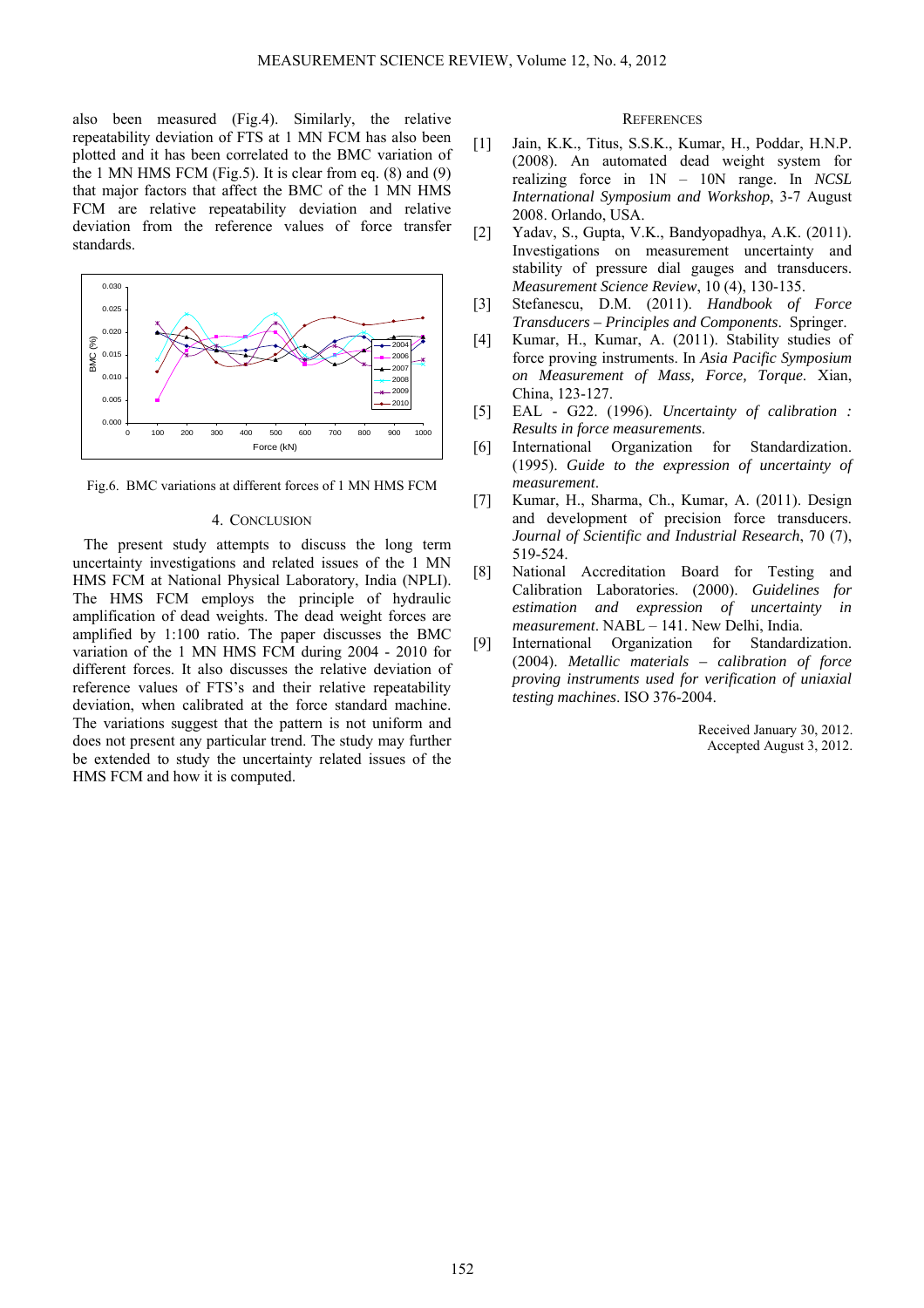also been measured (Fig.4). Similarly, the relative repeatability deviation of FTS at 1 MN FCM has also been plotted and it has been correlated to the BMC variation of the 1 MN HMS FCM (Fig.5). It is clear from eq. (8) and (9) that major factors that affect the BMC of the 1 MN HMS FCM are relative repeatability deviation and relative deviation from the reference values of force transfer standards.

0.030
0.025
0.020
0.015
0.010
0.005
0.000
BMC (%)
0 100 200 300 400 500 600 700 800 900 1000
Force (kN)
2004
2006
2007
2008
2009
2010

Fig.6. BMC variations at different forces of 1 MN HMS FCM

## 4. Conclusion

The present study attempts to discuss the long term uncertainty investigations and related issues of the 1 MN HMS FCM at National Physical Laboratory, India (NPLI). The HMS FCM employs the principle of hydraulic amplification of dead weights. The dead weight forces are amplified by 1:100 ratio. The paper discusses the BMC variation of the 1 MN HMS FCM during 2004 - 2010 for different forces. It also discusses the relative deviation of reference values of FTS's and their relative repeatability deviation, when calibrated at the force standard machine. The variations suggest that the pattern is not uniform and does not present any particular trend. The study may further be extended to study the uncertainty related issues of the HMS FCM and how it is computed.

## References

[1] Jain, K.K., Titus, S.S.K., Kumar, H., Poddar, H.N.P. (2008). An automated dead weight system for realizing force in 1N – 10N range. In *NCSL International Symposium and Workshop*, 3-7 August 2008. Orlando, USA.

[2] Yadav, S., Gupta, V.K., Bandyopadhya, A.K. (2011). Investigations on measurement uncertainty and stability of pressure dial gauges and transducers. *Measurement Science Review*, 10 (4), 130-135.

[3] Stefanescu, D.M. (2011). *Handbook of Force Transducers – Principles and Components*. Springer.

[4] Kumar, H., Kumar, A. (2011). Stability studies of force proving instruments. In *Asia Pacific Symposium on Measurement of Mass, Force, Torque*. Xian, China, 123-127.

[5] EAL - G22. (1996). *Uncertainty of calibration : Results in force measurements.*

[6] International Organization for Standardization. (1995). *Guide to the expression of uncertainty of measurement*.

[7] Kumar, H., Sharma, Ch., Kumar, A. (2011). Design and development of precision force transducers. *Journal of Scientific and Industrial Research*, 70 (7), 519-524.

[8] National Accreditation Board for Testing and Calibration Laboratories. (2000). *Guidelines for estimation and expression of uncertainty in measurement*. NABL – 141. New Delhi, India.

[9] International Organization for Standardization. (2004). *Metallic materials – calibration of force proving instruments used for verification of uniaxial testing machines*. ISO 376-2004.

Received January 30, 2012.
Accepted August 3, 2012.